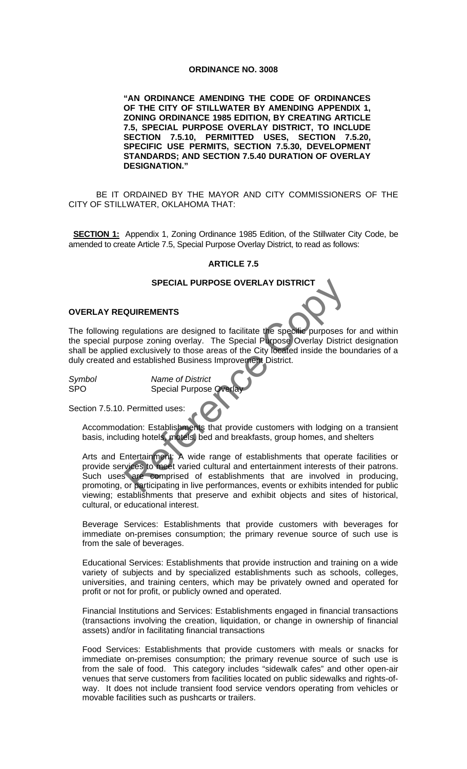**ORDINANCE NO. 3008**

**"AN ORDINANCE AMENDING THE CODE OF ORDINANCES OF THE CITY OF STILLWATER BY AMENDING APPENDIX 1, ZONING ORDINANCE 1985 EDITION, BY CREATING ARTICLE 7.5, SPECIAL PURPOSE OVERLAY DISTRICT, TO INCLUDE SECTION 7.5.10, PERMITTED USES, SECTION 7.5.20, SPECIFIC USE PERMITS, SECTION 7.5.30, DEVELOPMENT STANDARDS; AND SECTION 7.5.40 DURATION OF OVERLAY DESIGNATION."**

BE IT ORDAINED BY THE MAYOR AND CITY COMMISSIONERS OF THE CITY OF STILLWATER, OKLAHOMA THAT:

**SECTION 1:** Appendix 1, Zoning Ordinance 1985 Edition, of the Stillwater City Code, be amended to create Article 7.5, Special Purpose Overlay District, to read as follows:

**ARTICLE 7.5**

**SPECIAL PURPOSE OVERLAY DISTRICT**

**OVERLAY REQUIREMENTS**

The following regulations are designed to facilitate the specific purposes for and within the special purpose zoning overlay. The Special Purpose Overlay District designation shall be applied exclusively to those areas of the City located inside the boundaries of a duly created and established Business Improvement District.

| *Symbol* | *Name of District* |
|---|---|
| SPO | Special Purpose Overlay |

Section 7.5.10. Permitted uses:

Accommodation: Establishments that provide customers with lodging on a transient basis, including hotels, motels, bed and breakfasts, group homes, and shelters

Arts and Entertainment: A wide range of establishments that operate facilities or provide services to meet varied cultural and entertainment interests of their patrons. Such uses are comprised of establishments that are involved in producing, promoting, or participating in live performances, events or exhibits intended for public viewing; establishments that preserve and exhibit objects and sites of historical, cultural, or educational interest.

Beverage Services: Establishments that provide customers with beverages for immediate on-premises consumption; the primary revenue source of such use is from the sale of beverages.

Educational Services: Establishments that provide instruction and training on a wide variety of subjects and by specialized establishments such as schools, colleges, universities, and training centers, which may be privately owned and operated for profit or not for profit, or publicly owned and operated.

Financial Institutions and Services: Establishments engaged in financial transactions (transactions involving the creation, liquidation, or change in ownership of financial assets) and/or in facilitating financial transactions

Food Services: Establishments that provide customers with meals or snacks for immediate on-premises consumption; the primary revenue source of such use is from the sale of food. This category includes "sidewalk cafes" and other open-air venues that serve customers from facilities located on public sidewalks and rights-of-way. It does not include transient food service vendors operating from vehicles or movable facilities such as pushcarts or trailers.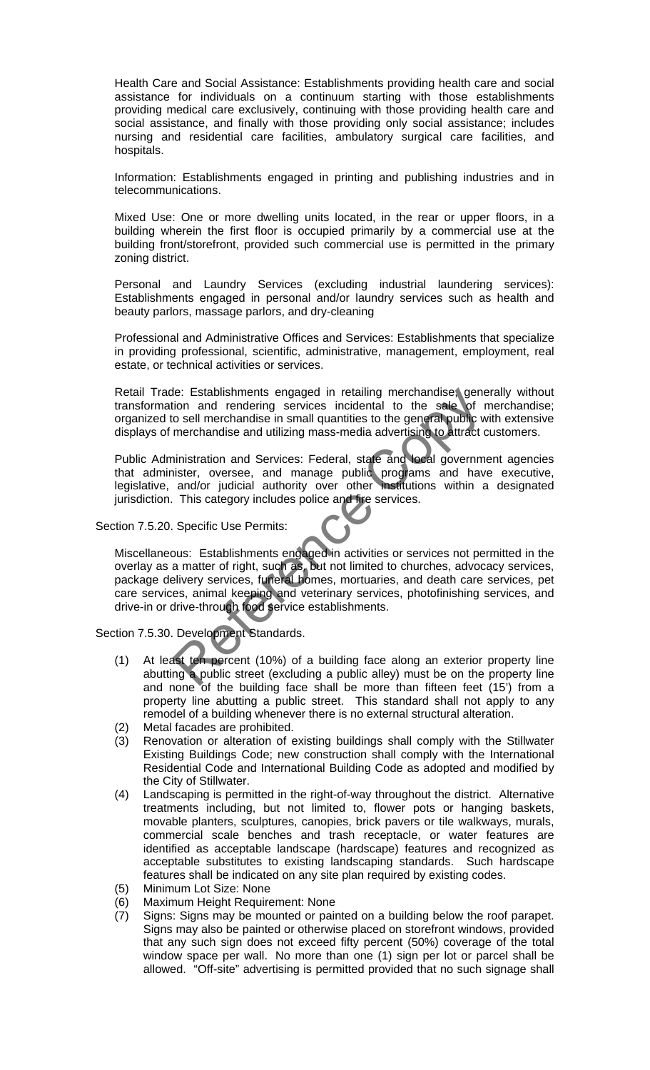Health Care and Social Assistance: Establishments providing health care and social assistance for individuals on a continuum starting with those establishments providing medical care exclusively, continuing with those providing health care and social assistance, and finally with those providing only social assistance; includes nursing and residential care facilities, ambulatory surgical care facilities, and hospitals.

Information: Establishments engaged in printing and publishing industries and in telecommunications.

Mixed Use: One or more dwelling units located, in the rear or upper floors, in a building wherein the first floor is occupied primarily by a commercial use at the building front/storefront, provided such commercial use is permitted in the primary zoning district.

Personal and Laundry Services (excluding industrial laundering services): Establishments engaged in personal and/or laundry services such as health and beauty parlors, massage parlors, and dry-cleaning

Professional and Administrative Offices and Services: Establishments that specialize in providing professional, scientific, administrative, management, employment, real estate, or technical activities or services.

Retail Trade: Establishments engaged in retailing merchandise, generally without transformation and rendering services incidental to the sale of merchandise; organized to sell merchandise in small quantities to the general public with extensive displays of merchandise and utilizing mass-media advertising to attract customers.

Public Administration and Services: Federal, state and local government agencies that administer, oversee, and manage public programs and have executive, legislative, and/or judicial authority over other institutions within a designated jurisdiction. This category includes police and fire services.

Section 7.5.20. Specific Use Permits:

Miscellaneous: Establishments engaged in activities or services not permitted in the overlay as a matter of right, such as, but not limited to churches, advocacy services, package delivery services, funeral homes, mortuaries, and death care services, pet care services, animal keeping and veterinary services, photofinishing services, and drive-in or drive-through food service establishments.

Section 7.5.30. Development Standards.

(1) At least ten percent (10%) of a building face along an exterior property line abutting a public street (excluding a public alley) must be on the property line and none of the building face shall be more than fifteen feet (15') from a property line abutting a public street. This standard shall not apply to any remodel of a building whenever there is no external structural alteration.
(2) Metal facades are prohibited.
(3) Renovation or alteration of existing buildings shall comply with the Stillwater Existing Buildings Code; new construction shall comply with the International Residential Code and International Building Code as adopted and modified by the City of Stillwater.
(4) Landscaping is permitted in the right-of-way throughout the district. Alternative treatments including, but not limited to, flower pots or hanging baskets, movable planters, sculptures, canopies, brick pavers or tile walkways, murals, commercial scale benches and trash receptacle, or water features are identified as acceptable landscape (hardscape) features and recognized as acceptable substitutes to existing landscaping standards. Such hardscape features shall be indicated on any site plan required by existing codes.
(5) Minimum Lot Size: None
(6) Maximum Height Requirement: None
(7) Signs: Signs may be mounted or painted on a building below the roof parapet. Signs may also be painted or otherwise placed on storefront windows, provided that any such sign does not exceed fifty percent (50%) coverage of the total window space per wall. No more than one (1) sign per lot or parcel shall be allowed. "Off-site" advertising is permitted provided that no such signage shall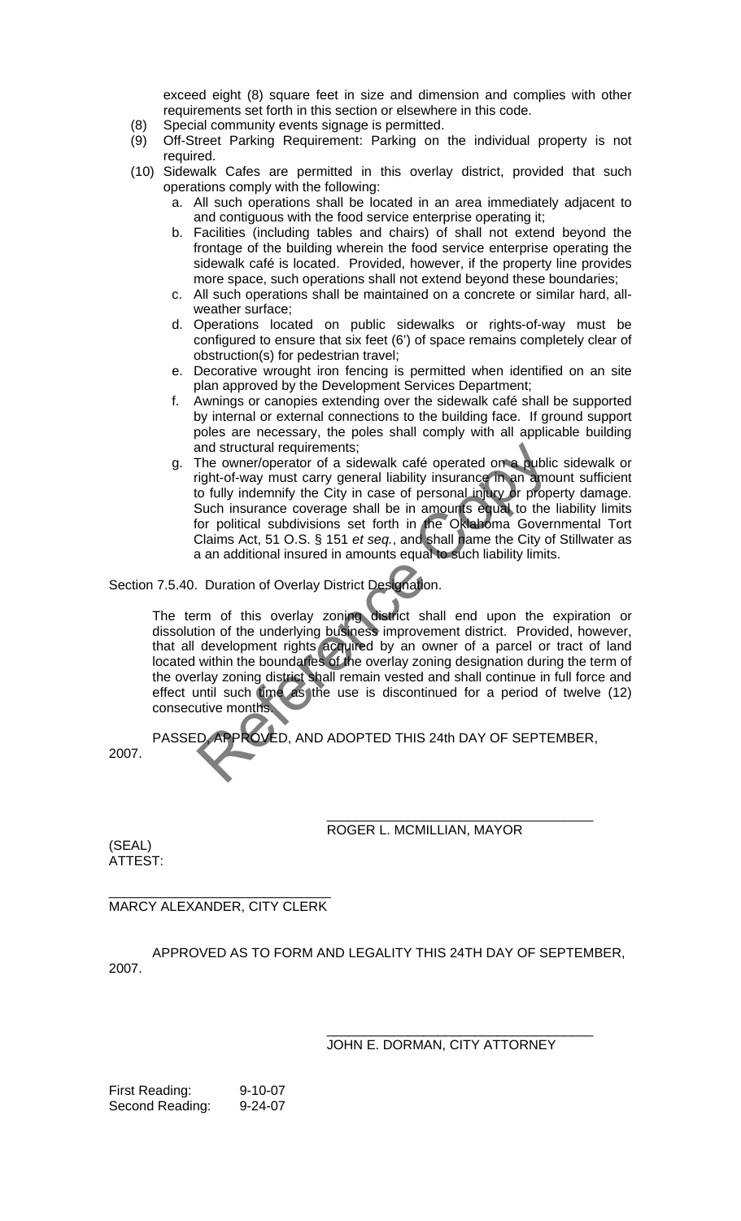exceed eight (8) square feet in size and dimension and complies with other requirements set forth in this section or elsewhere in this code.

(8) Special community events signage is permitted.

(9) Off-Street Parking Requirement: Parking on the individual property is not required.

(10) Sidewalk Cafes are permitted in this overlay district, provided that such operations comply with the following:

a. All such operations shall be located in an area immediately adjacent to and contiguous with the food service enterprise operating it;

b. Facilities (including tables and chairs) of shall not extend beyond the frontage of the building wherein the food service enterprise operating the sidewalk café is located. Provided, however, if the property line provides more space, such operations shall not extend beyond these boundaries;

c. All such operations shall be maintained on a concrete or similar hard, all-weather surface;

d. Operations located on public sidewalks or rights-of-way must be configured to ensure that six feet (6') of space remains completely clear of obstruction(s) for pedestrian travel;

e. Decorative wrought iron fencing is permitted when identified on an site plan approved by the Development Services Department;

f. Awnings or canopies extending over the sidewalk café shall be supported by internal or external connections to the building face. If ground support poles are necessary, the poles shall comply with all applicable building and structural requirements;

g. The owner/operator of a sidewalk café operated on a public sidewalk or right-of-way must carry general liability insurance in an amount sufficient to fully indemnify the City in case of personal injury or property damage. Such insurance coverage shall be in amounts equal to the liability limits for political subdivisions set forth in the Oklahoma Governmental Tort Claims Act, 51 O.S. § 151 *et seq.*, and shall name the City of Stillwater as a an additional insured in amounts equal to such liability limits.

Section 7.5.40. Duration of Overlay District Designation.

The term of this overlay zoning district shall end upon the expiration or dissolution of the underlying business improvement district. Provided, however, that all development rights acquired by an owner of a parcel or tract of land located within the boundaries of the overlay zoning designation during the term of the overlay zoning district shall remain vested and shall continue in full force and effect until such time as the use is discontinued for a period of twelve (12) consecutive months.

PASSED, APPROVED, AND ADOPTED THIS 24th DAY OF SEPTEMBER, 2007.

\_\_\_\_\_\_\_\_\_\_\_\_\_\_\_\_\_\_\_\_\_\_\_\_\_\_\_\_\_\_\_\_\_\_\_
ROGER L. MCMILLIAN, MAYOR

(SEAL)
ATTEST:

\_\_\_\_\_\_\_\_\_\_\_\_\_\_\_\_\_\_\_\_\_\_\_\_\_\_\_\_\_\_\_\_\_\_\_
MARCY ALEXANDER, CITY CLERK

APPROVED AS TO FORM AND LEGALITY THIS 24TH DAY OF SEPTEMBER, 2007.

\_\_\_\_\_\_\_\_\_\_\_\_\_\_\_\_\_\_\_\_\_\_\_\_\_\_\_\_\_\_\_\_\_\_\_
JOHN E. DORMAN, CITY ATTORNEY

First Reading: 9-10-07
Second Reading: 9-24-07